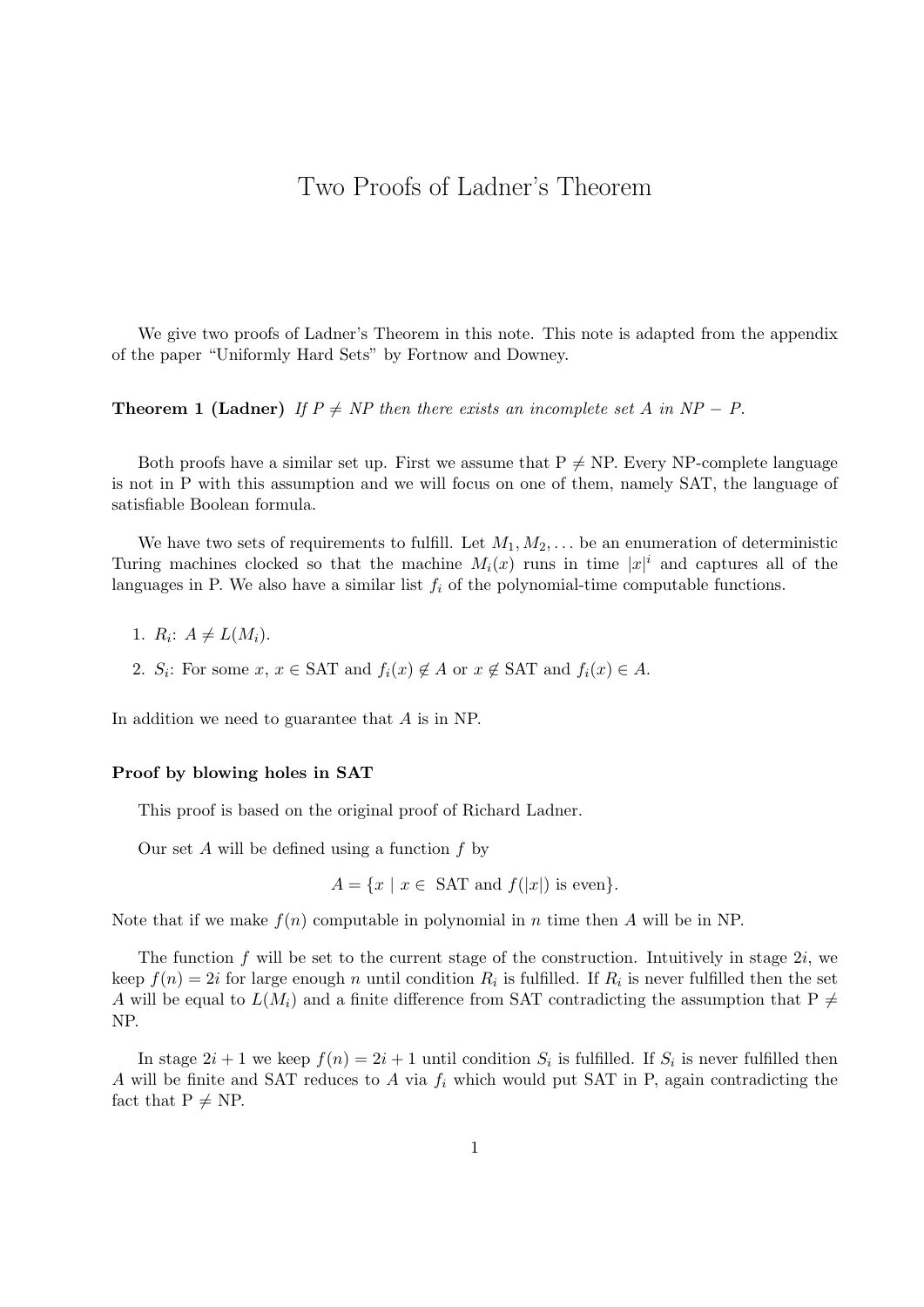# Two Proofs of Ladner's Theorem

We give two proofs of Ladner's Theorem in this note. This note is adapted from the appendix of the paper "Uniformly Hard Sets" by Fortnow and Downey.

**Theorem 1 (Ladner)** *If P ≠ NP then there exists an incomplete set A in NP − P.*

Both proofs have a similar set up. First we assume that P ≠ NP. Every NP-complete language is not in P with this assumption and we will focus on one of them, namely SAT, the language of satisfiable Boolean formula.

We have two sets of requirements to fulfill. Let $M_1, M_2, \ldots$ be an enumeration of deterministic Turing machines clocked so that the machine $M_i(x)$ runs in time $|x|^i$ and captures all of the languages in P. We also have a similar list $f_i$ of the polynomial-time computable functions.

1. $R_i$: $A \neq L(M_i)$.
2. $S_i$: For some $x$, $x \in$ SAT and $f_i(x) \notin A$ or $x \notin$ SAT and $f_i(x) \in A$.

In addition we need to guarantee that $A$ is in NP.

### Proof by blowing holes in SAT

This proof is based on the original proof of Richard Ladner.

Our set $A$ will be defined using a function $f$ by

$$A = \{x \mid x \in \text{ SAT and } f(|x|) \text{ is even}\}.$$

Note that if we make $f(n)$ computable in polynomial in $n$ time then $A$ will be in NP.

The function $f$ will be set to the current stage of the construction. Intuitively in stage $2i$, we keep $f(n) = 2i$ for large enough $n$ until condition $R_i$ is fulfilled. If $R_i$ is never fulfilled then the set $A$ will be equal to $L(M_i)$ and a finite difference from SAT contradicting the assumption that P ≠ NP.

In stage $2i + 1$ we keep $f(n) = 2i + 1$ until condition $S_i$ is fulfilled. If $S_i$ is never fulfilled then $A$ will be finite and SAT reduces to $A$ via $f_i$ which would put SAT in P, again contradicting the fact that P ≠ NP.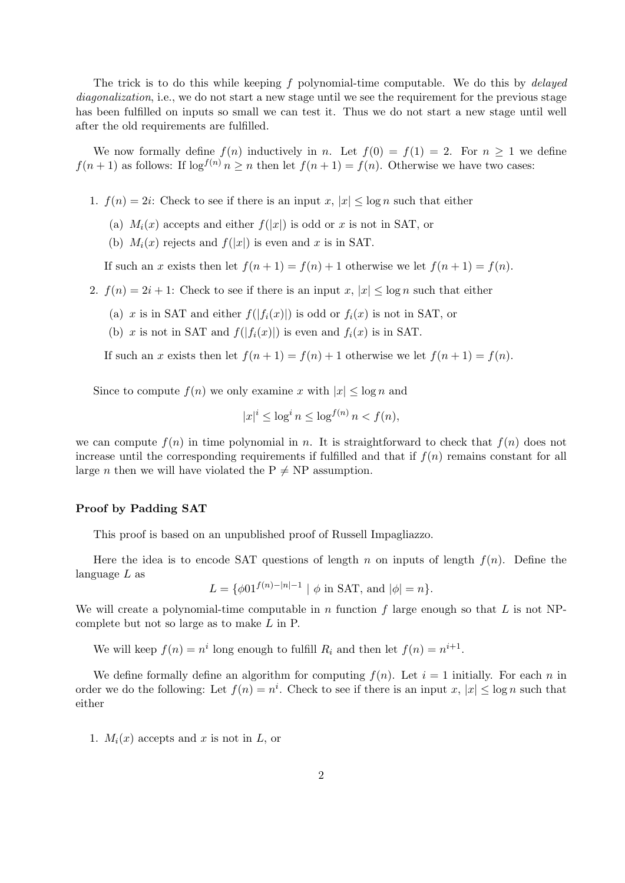The trick is to do this while keeping $f$ polynomial-time computable. We do this by *delayed diagonalization*, i.e., we do not start a new stage until we see the requirement for the previous stage has been fulfilled on inputs so small we can test it. Thus we do not start a new stage until well after the old requirements are fulfilled.

We now formally define $f(n)$ inductively in $n$. Let $f(0) = f(1) = 2$. For $n \geq 1$ we define $f(n+1)$ as follows: If $\log^{f(n)} n \geq n$ then let $f(n+1) = f(n)$. Otherwise we have two cases:

1. $f(n) = 2i$: Check to see if there is an input $x$, $|x| \leq \log n$ such that either
   (a) $M_i(x)$ accepts and either $f(|x|)$ is odd or $x$ is not in SAT, or
   (b) $M_i(x)$ rejects and $f(|x|)$ is even and $x$ is in SAT.

   If such an $x$ exists then let $f(n+1) = f(n) + 1$ otherwise we let $f(n+1) = f(n)$.

2. $f(n) = 2i + 1$: Check to see if there is an input $x$, $|x| \leq \log n$ such that either
   (a) $x$ is in SAT and either $f(|f_i(x)|)$ is odd or $f_i(x)$ is not in SAT, or
   (b) $x$ is not in SAT and $f(|f_i(x)|)$ is even and $f_i(x)$ is in SAT.

   If such an $x$ exists then let $f(n+1) = f(n) + 1$ otherwise we let $f(n+1) = f(n)$.

Since to compute $f(n)$ we only examine $x$ with $|x| \leq \log n$ and

$$|x|^i \leq \log^i n \leq \log^{f(n)} n < f(n),$$

we can compute $f(n)$ in time polynomial in $n$. It is straightforward to check that $f(n)$ does not increase until the corresponding requirements if fulfilled and that if $f(n)$ remains constant for all large $n$ then we will have violated the P $\neq$ NP assumption.

**Proof by Padding SAT**

This proof is based on an unpublished proof of Russell Impagliazzo.

Here the idea is to encode SAT questions of length $n$ on inputs of length $f(n)$. Define the language $L$ as

$$L = \{\phi 0 1^{f(n)-|n|-1} \mid \phi \text{ in SAT, and } |\phi| = n\}.$$

We will create a polynomial-time computable in $n$ function $f$ large enough so that $L$ is not NP-complete but not so large as to make $L$ in P.

We will keep $f(n) = n^i$ long enough to fulfill $R_i$ and then let $f(n) = n^{i+1}$.

We define formally define an algorithm for computing $f(n)$. Let $i = 1$ initially. For each $n$ in order we do the following: Let $f(n) = n^i$. Check to see if there is an input $x$, $|x| \leq \log n$ such that either

1. $M_i(x)$ accepts and $x$ is not in $L$, or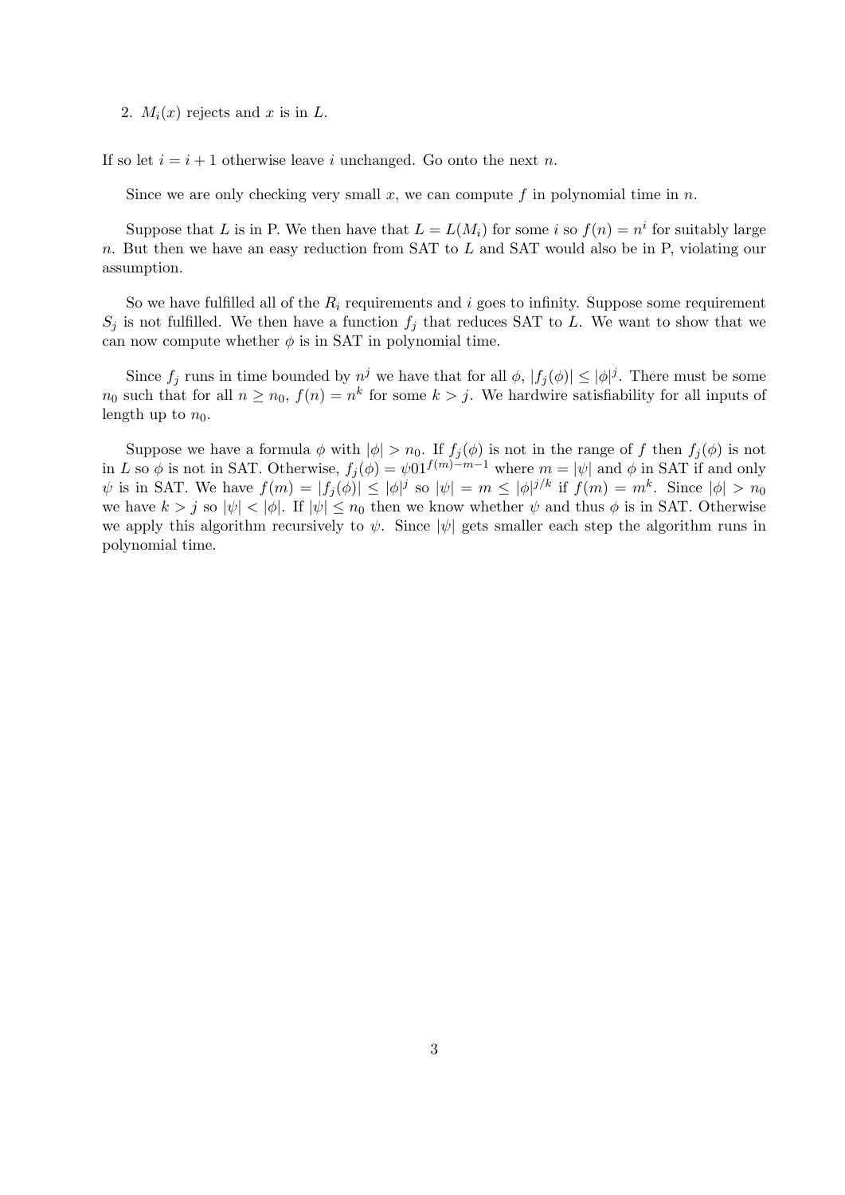2. $M_i(x)$ rejects and $x$ is in $L$.

If so let $i = i + 1$ otherwise leave $i$ unchanged. Go onto the next $n$.

Since we are only checking very small $x$, we can compute $f$ in polynomial time in $n$.

Suppose that $L$ is in P. We then have that $L = L(M_i)$ for some $i$ so $f(n) = n^i$ for suitably large $n$. But then we have an easy reduction from SAT to $L$ and SAT would also be in P, violating our assumption.

So we have fulfilled all of the $R_i$ requirements and $i$ goes to infinity. Suppose some requirement $S_j$ is not fulfilled. We then have a function $f_j$ that reduces SAT to $L$. We want to show that we can now compute whether $\phi$ is in SAT in polynomial time.

Since $f_j$ runs in time bounded by $n^j$ we have that for all $\phi$, $|f_j(\phi)| \leq |\phi|^j$. There must be some $n_0$ such that for all $n \geq n_0$, $f(n) = n^k$ for some $k > j$. We hardwire satisfiability for all inputs of length up to $n_0$.

Suppose we have a formula $\phi$ with $|\phi| > n_0$. If $f_j(\phi)$ is not in the range of $f$ then $f_j(\phi)$ is not in $L$ so $\phi$ is not in SAT. Otherwise, $f_j(\phi) = \psi 0 1^{f(m)-m-1}$ where $m = |\psi|$ and $\phi$ in SAT if and only $\psi$ is in SAT. We have $f(m) = |f_j(\phi)| \leq |\phi|^j$ so $|\psi| = m \leq |\phi|^{j/k}$ if $f(m) = m^k$. Since $|\phi| > n_0$ we have $k > j$ so $|\psi| < |\phi|$. If $|\psi| \leq n_0$ then we know whether $\psi$ and thus $\phi$ is in SAT. Otherwise we apply this algorithm recursively to $\psi$. Since $|\psi|$ gets smaller each step the algorithm runs in polynomial time.